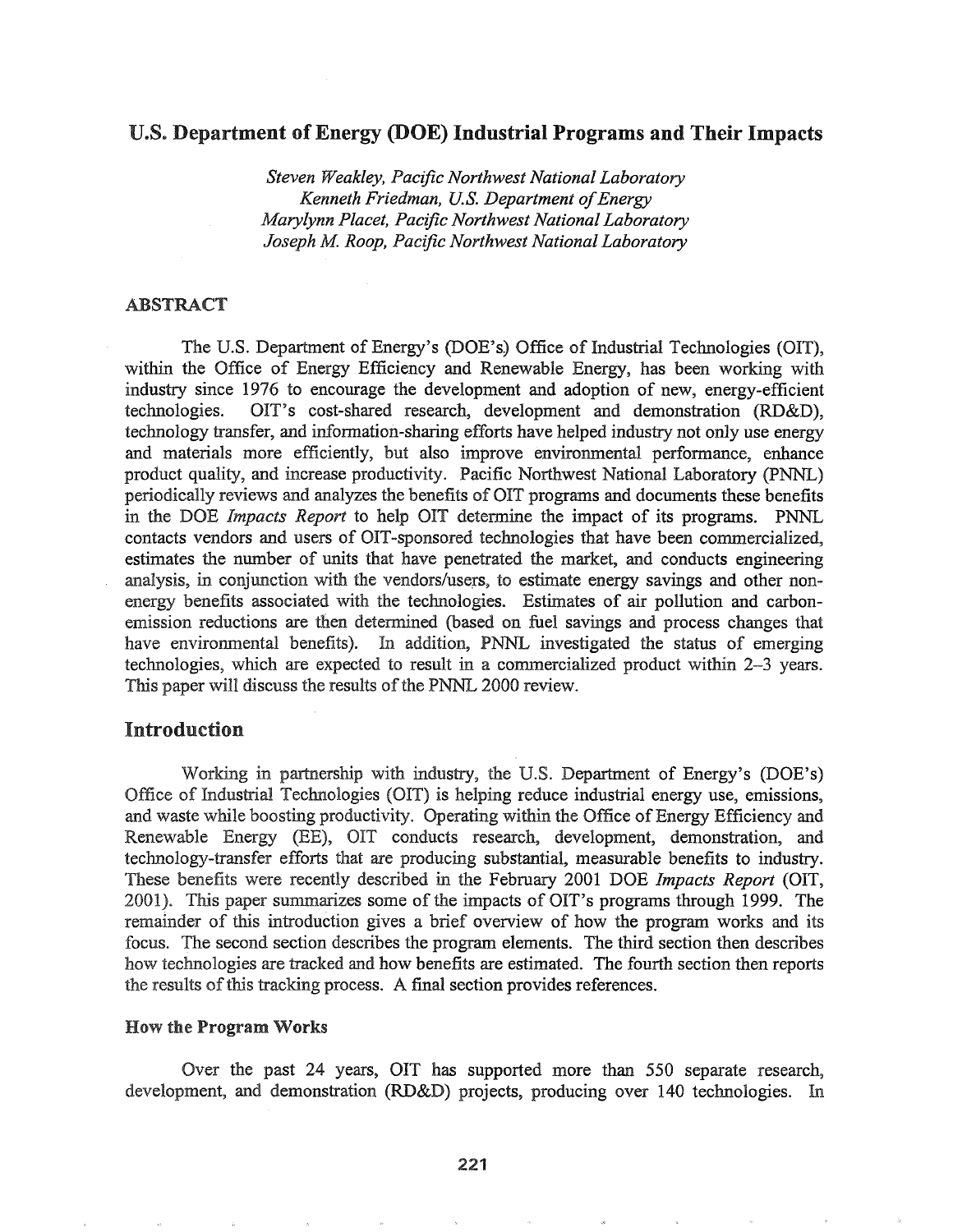# U.S. Department of Energy (DOE) Industrial Programs and Their Impacts

*Steven Weakley, Pacific Northwest National Laboratory*
*Kenneth Friedman, U.S. Department of Energy*
*Marylynn Placet, Pacific Northwest National Laboratory*
*Joseph M. Roop, Pacific Northwest National Laboratory*

## ABSTRACT

The U.S. Department of Energy's (DOE's) Office of Industrial Technologies (OIT), within the Office of Energy Efficiency and Renewable Energy, has been working with industry since 1976 to encourage the development and adoption of new, energy-efficient technologies. OIT's cost-shared research, development and demonstration (RD&D), technology transfer, and information-sharing efforts have helped industry not only use energy and materials more efficiently, but also improve environmental performance, enhance product quality, and increase productivity. Pacific Northwest National Laboratory (PNNL) periodically reviews and analyzes the benefits of OIT programs and documents these benefits in the DOE *Impacts Report* to help OIT determine the impact of its programs. PNNL contacts vendors and users of OIT-sponsored technologies that have been commercialized, estimates the number of units that have penetrated the market, and conducts engineering analysis, in conjunction with the vendors/users, to estimate energy savings and other non-energy benefits associated with the technologies. Estimates of air pollution and carbon-emission reductions are then determined (based on fuel savings and process changes that have environmental benefits). In addition, PNNL investigated the status of emerging technologies, which are expected to result in a commercialized product within 2–3 years. This paper will discuss the results of the PNNL 2000 review.

## Introduction

Working in partnership with industry, the U.S. Department of Energy's (DOE's) Office of Industrial Technologies (OIT) is helping reduce industrial energy use, emissions, and waste while boosting productivity. Operating within the Office of Energy Efficiency and Renewable Energy (EE), OIT conducts research, development, demonstration, and technology-transfer efforts that are producing substantial, measurable benefits to industry. These benefits were recently described in the February 2001 DOE *Impacts Report* (OIT, 2001). This paper summarizes some of the impacts of OIT's programs through 1999. The remainder of this introduction gives a brief overview of how the program works and its focus. The second section describes the program elements. The third section then describes how technologies are tracked and how benefits are estimated. The fourth section then reports the results of this tracking process. A final section provides references.

### How the Program Works

Over the past 24 years, OIT has supported more than 550 separate research, development, and demonstration (RD&D) projects, producing over 140 technologies. In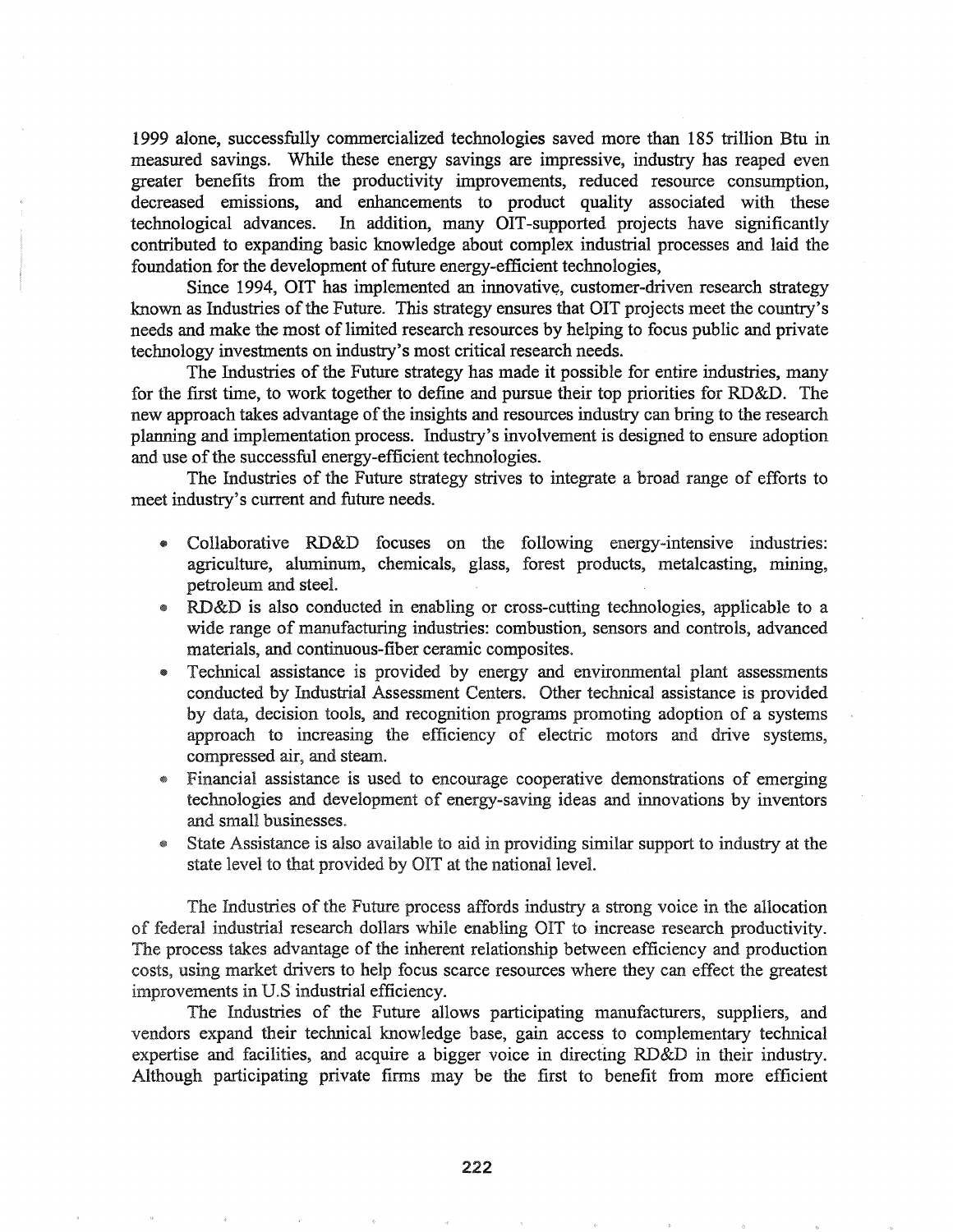1999 alone, successfully commercialized technologies saved more than 185 trillion Btu in measured savings. While these energy savings are impressive, industry has reaped even greater benefits from the productivity improvements, reduced resource consumption, decreased emissions, and enhancements to product quality associated with these technological advances. In addition, many OIT-supported projects have significantly contributed to expanding basic knowledge about complex industrial processes and laid the foundation for the development of future energy-efficient technologies,

Since 1994, OIT has implemented an innovative, customer-driven research strategy known as Industries of the Future. This strategy ensures that OIT projects meet the country's needs and make the most of limited research resources by helping to focus public and private technology investments on industry's most critical research needs.

The Industries of the Future strategy has made it possible for entire industries, many for the first time, to work together to define and pursue their top priorities for RD&D. The new approach takes advantage of the insights and resources industry can bring to the research planning and implementation process. Industry's involvement is designed to ensure adoption and use of the successful energy-efficient technologies.

The Industries of the Future strategy strives to integrate a broad range of efforts to meet industry's current and future needs.

- Collaborative RD&D focuses on the following energy-intensive industries: agriculture, aluminum, chemicals, glass, forest products, metalcasting, mining, petroleum and steel.
- RD&D is also conducted in enabling or cross-cutting technologies, applicable to a wide range of manufacturing industries: combustion, sensors and controls, advanced materials, and continuous-fiber ceramic composites.
- Technical assistance is provided by energy and environmental plant assessments conducted by Industrial Assessment Centers. Other technical assistance is provided by data, decision tools, and recognition programs promoting adoption of a systems approach to increasing the efficiency of electric motors and drive systems, compressed air, and steam.
- Financial assistance is used to encourage cooperative demonstrations of emerging technologies and development of energy-saving ideas and innovations by inventors and small businesses.
- State Assistance is also available to aid in providing similar support to industry at the state level to that provided by OIT at the national level.

The Industries of the Future process affords industry a strong voice in the allocation of federal industrial research dollars while enabling OIT to increase research productivity. The process takes advantage of the inherent relationship between efficiency and production costs, using market drivers to help focus scarce resources where they can effect the greatest improvements in U.S industrial efficiency.

The Industries of the Future allows participating manufacturers, suppliers, and vendors expand their technical knowledge base, gain access to complementary technical expertise and facilities, and acquire a bigger voice in directing RD&D in their industry. Although participating private firms may be the first to benefit from more efficient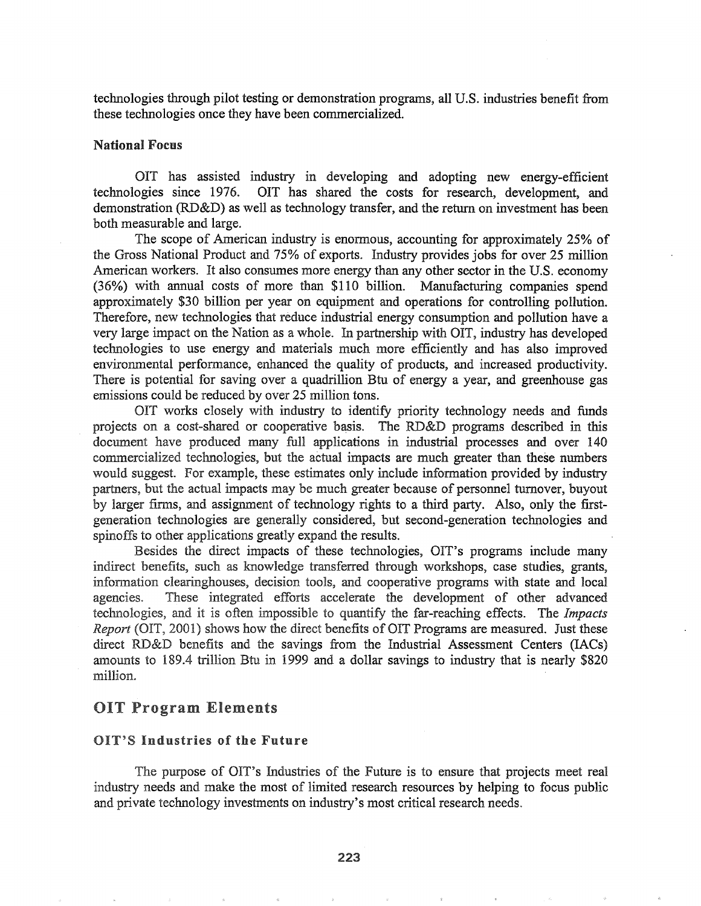technologies through pilot testing or demonstration programs, all U.S. industries benefit from these technologies once they have been commercialized.

### National Focus

OIT has assisted industry in developing and adopting new energy-efficient technologies since 1976. OIT has shared the costs for research, development, and demonstration (RD&D) as well as technology transfer, and the return on investment has been both measurable and large.

The scope of American industry is enormous, accounting for approximately 25% of the Gross National Product and 75% of exports. Industry provides jobs for over 25 million American workers. It also consumes more energy than any other sector in the U.S. economy (36%) with annual costs of more than $110 billion. Manufacturing companies spend approximately $30 billion per year on equipment and operations for controlling pollution. Therefore, new technologies that reduce industrial energy consumption and pollution have a very large impact on the Nation as a whole. In partnership with OIT, industry has developed technologies to use energy and materials much more efficiently and has also improved environmental performance, enhanced the quality of products, and increased productivity. There is potential for saving over a quadrillion Btu of energy a year, and greenhouse gas emissions could be reduced by over 25 million tons.

OIT works closely with industry to identify priority technology needs and funds projects on a cost-shared or cooperative basis. The RD&D programs described in this document have produced many full applications in industrial processes and over 140 commercialized technologies, but the actual impacts are much greater than these numbers would suggest. For example, these estimates only include information provided by industry partners, but the actual impacts may be much greater because of personnel turnover, buyout by larger firms, and assignment of technology rights to a third party. Also, only the first-generation technologies are generally considered, but second-generation technologies and spinoffs to other applications greatly expand the results.

Besides the direct impacts of these technologies, OIT's programs include many indirect benefits, such as knowledge transferred through workshops, case studies, grants, information clearinghouses, decision tools, and cooperative programs with state and local agencies. These integrated efforts accelerate the development of other advanced technologies, and it is often impossible to quantify the far-reaching effects. The *Impacts Report* (OIT, 2001) shows how the direct benefits of OIT Programs are measured. Just these direct RD&D benefits and the savings from the Industrial Assessment Centers (IACs) amounts to 189.4 trillion Btu in 1999 and a dollar savings to industry that is nearly $820 million.

## OIT Program Elements

### OIT'S Industries of the Future

The purpose of OIT's Industries of the Future is to ensure that projects meet real industry needs and make the most of limited research resources by helping to focus public and private technology investments on industry's most critical research needs.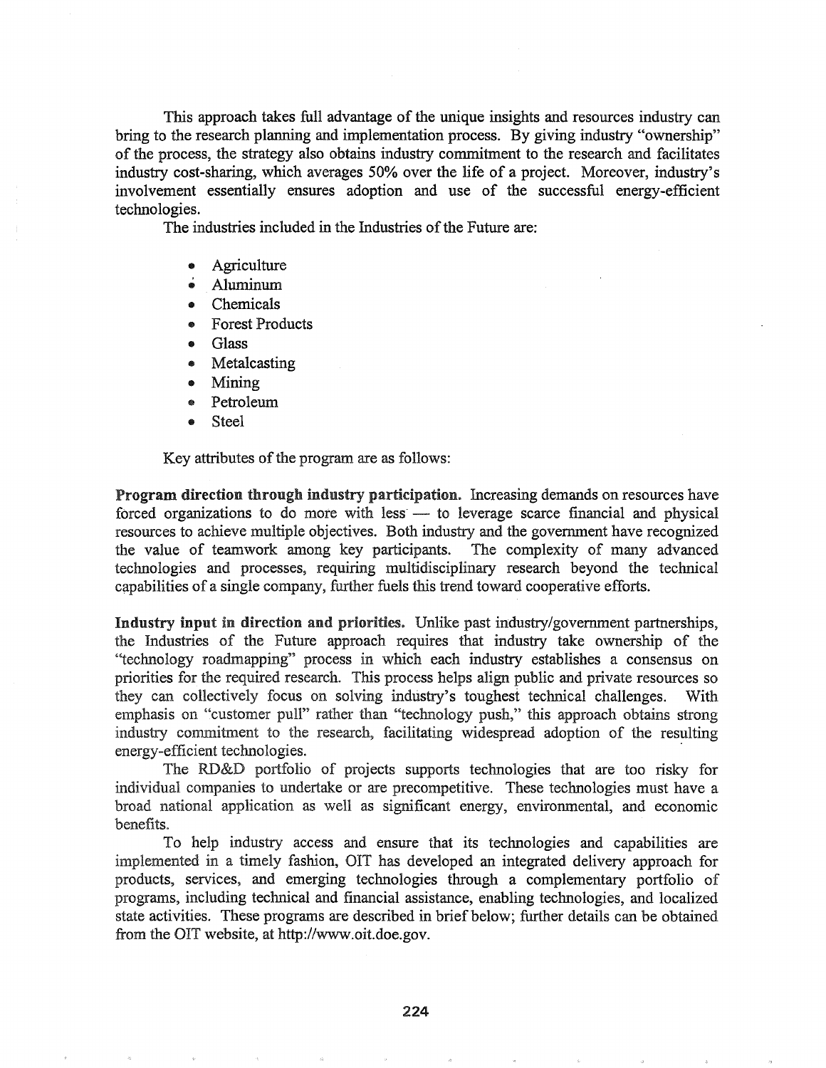This approach takes full advantage of the unique insights and resources industry can bring to the research planning and implementation process. By giving industry "ownership" of the process, the strategy also obtains industry commitment to the research and facilitates industry cost-sharing, which averages 50% over the life of a project. Moreover, industry's involvement essentially ensures adoption and use of the successful energy-efficient technologies.

The industries included in the Industries of the Future are:

- Agriculture
- Aluminum
- Chemicals
- Forest Products
- Glass
- Metalcasting
- Mining
- Petroleum
- Steel

Key attributes of the program are as follows:

**Program direction through industry participation.** Increasing demands on resources have forced organizations to do more with less — to leverage scarce financial and physical resources to achieve multiple objectives. Both industry and the government have recognized the value of teamwork among key participants. The complexity of many advanced technologies and processes, requiring multidisciplinary research beyond the technical capabilities of a single company, further fuels this trend toward cooperative efforts.

**Industry input in direction and priorities.** Unlike past industry/government partnerships, the Industries of the Future approach requires that industry take ownership of the "technology roadmapping" process in which each industry establishes a consensus on priorities for the required research. This process helps align public and private resources so they can collectively focus on solving industry's toughest technical challenges. With emphasis on "customer pull" rather than "technology push," this approach obtains strong industry commitment to the research, facilitating widespread adoption of the resulting energy-efficient technologies.

The RD&D portfolio of projects supports technologies that are too risky for individual companies to undertake or are precompetitive. These technologies must have a broad national application as well as significant energy, environmental, and economic benefits.

To help industry access and ensure that its technologies and capabilities are implemented in a timely fashion, OIT has developed an integrated delivery approach for products, services, and emerging technologies through a complementary portfolio of programs, including technical and financial assistance, enabling technologies, and localized state activities. These programs are described in brief below; further details can be obtained from the OIT website, at http://www.oit.doe.gov.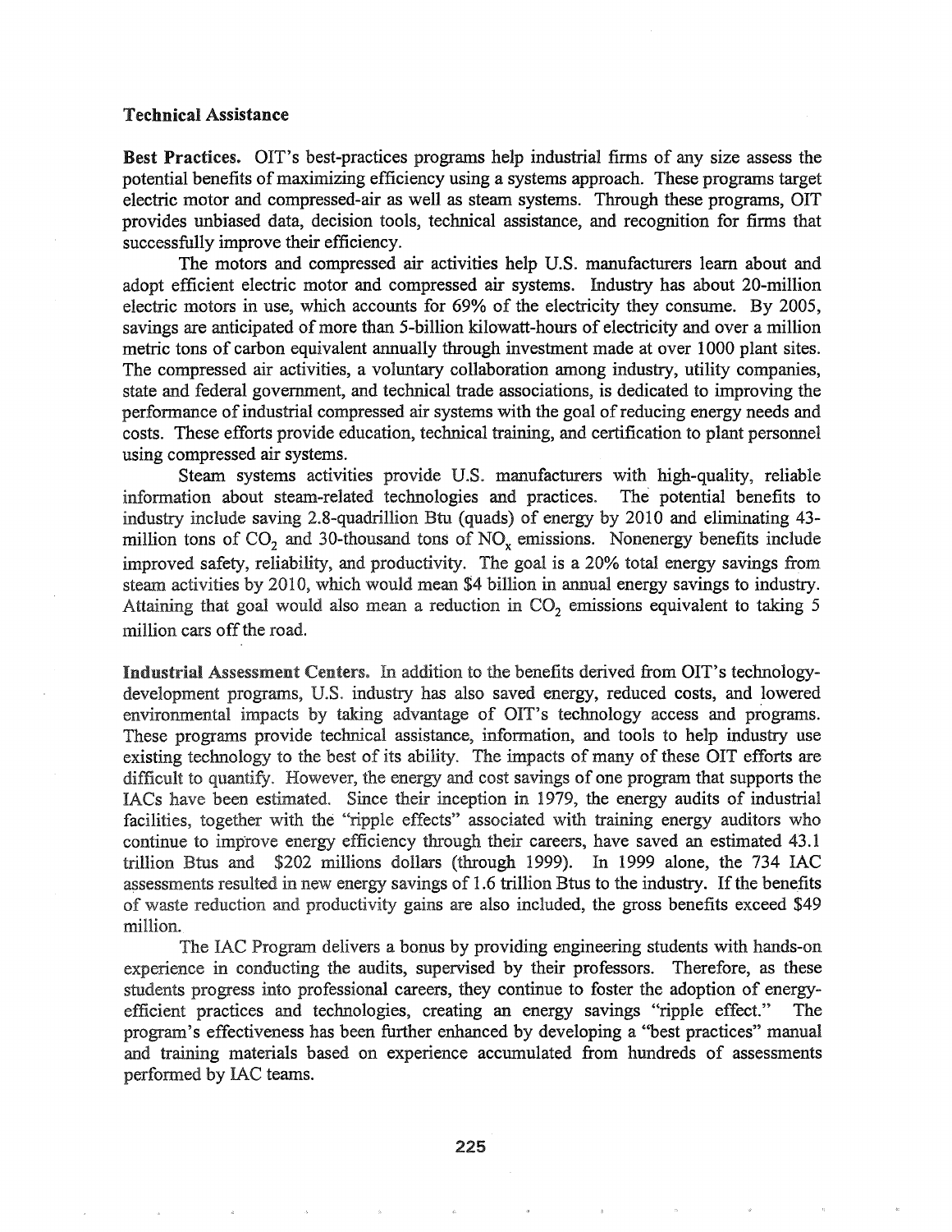### Technical Assistance

**Best Practices.** OIT's best-practices programs help industrial firms of any size assess the potential benefits of maximizing efficiency using a systems approach. These programs target electric motor and compressed-air as well as steam systems. Through these programs, OIT provides unbiased data, decision tools, technical assistance, and recognition for firms that successfully improve their efficiency.

The motors and compressed air activities help U.S. manufacturers learn about and adopt efficient electric motor and compressed air systems. Industry has about 20-million electric motors in use, which accounts for 69% of the electricity they consume. By 2005, savings are anticipated of more than 5-billion kilowatt-hours of electricity and over a million metric tons of carbon equivalent annually through investment made at over 1000 plant sites. The compressed air activities, a voluntary collaboration among industry, utility companies, state and federal government, and technical trade associations, is dedicated to improving the performance of industrial compressed air systems with the goal of reducing energy needs and costs. These efforts provide education, technical training, and certification to plant personnel using compressed air systems.

Steam systems activities provide U.S. manufacturers with high-quality, reliable information about steam-related technologies and practices. The potential benefits to industry include saving 2.8-quadrillion Btu (quads) of energy by 2010 and eliminating 43-million tons of $CO_2$ and 30-thousand tons of $NO_x$ emissions. Nonenergy benefits include improved safety, reliability, and productivity. The goal is a 20% total energy savings from steam activities by 2010, which would mean $4 billion in annual energy savings to industry. Attaining that goal would also mean a reduction in $CO_2$ emissions equivalent to taking 5 million cars off the road.

**Industrial Assessment Centers.** In addition to the benefits derived from OIT's technology-development programs, U.S. industry has also saved energy, reduced costs, and lowered environmental impacts by taking advantage of OIT's technology access and programs. These programs provide technical assistance, information, and tools to help industry use existing technology to the best of its ability. The impacts of many of these OIT efforts are difficult to quantify. However, the energy and cost savings of one program that supports the IACs have been estimated. Since their inception in 1979, the energy audits of industrial facilities, together with the "ripple effects" associated with training energy auditors who continue to improve energy efficiency through their careers, have saved an estimated 43.1 trillion Btus and $202 millions dollars (through 1999). In 1999 alone, the 734 IAC assessments resulted in new energy savings of 1.6 trillion Btus to the industry. If the benefits of waste reduction and productivity gains are also included, the gross benefits exceed $49 million.

The IAC Program delivers a bonus by providing engineering students with hands-on experience in conducting the audits, supervised by their professors. Therefore, as these students progress into professional careers, they continue to foster the adoption of energy-efficient practices and technologies, creating an energy savings "ripple effect." The program's effectiveness has been further enhanced by developing a "best practices" manual and training materials based on experience accumulated from hundreds of assessments performed by IAC teams.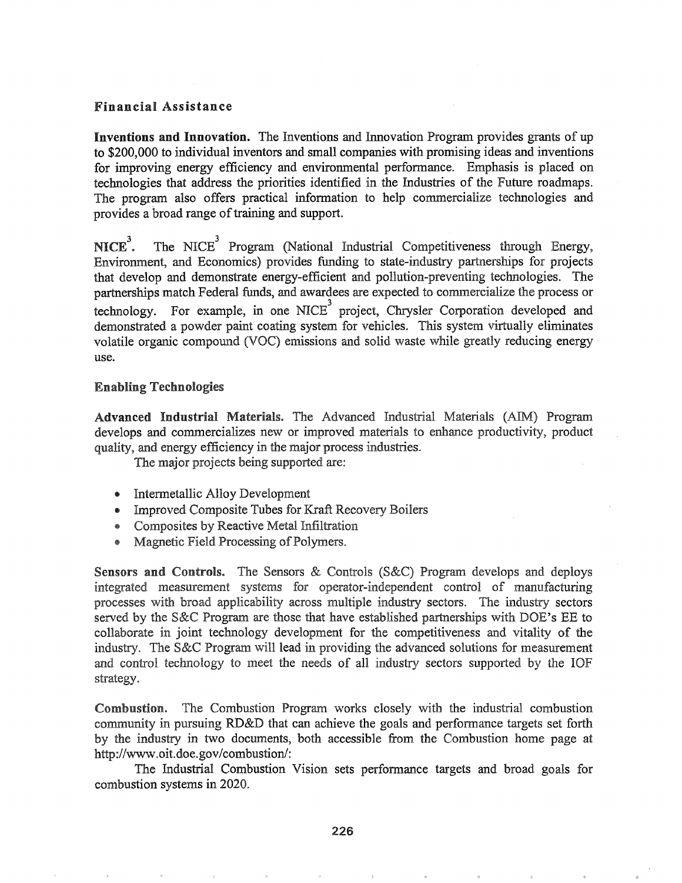### Financial Assistance

**Inventions and Innovation.** The Inventions and Innovation Program provides grants of up to $200,000 to individual inventors and small companies with promising ideas and inventions for improving energy efficiency and environmental performance. Emphasis is placed on technologies that address the priorities identified in the Industries of the Future roadmaps. The program also offers practical information to help commercialize technologies and provides a broad range of training and support.

**$NICE^3$.** The $NICE^3$ Program (National Industrial Competitiveness through Energy, Environment, and Economics) provides funding to state-industry partnerships for projects that develop and demonstrate energy-efficient and pollution-preventing technologies. The partnerships match Federal funds, and awardees are expected to commercialize the process or technology. For example, in one $NICE^3$ project, Chrysler Corporation developed and demonstrated a powder paint coating system for vehicles. This system virtually eliminates volatile organic compound (VOC) emissions and solid waste while greatly reducing energy use.

### Enabling Technologies

**Advanced Industrial Materials.** The Advanced Industrial Materials (AIM) Program develops and commercializes new or improved materials to enhance productivity, product quality, and energy efficiency in the major process industries.

The major projects being supported are:

- Intermetallic Alloy Development
- Improved Composite Tubes for Kraft Recovery Boilers
- Composites by Reactive Metal Infiltration
- Magnetic Field Processing of Polymers.

**Sensors and Controls.** The Sensors & Controls (S&C) Program develops and deploys integrated measurement systems for operator-independent control of manufacturing processes with broad applicability across multiple industry sectors. The industry sectors served by the S&C Program are those that have established partnerships with DOE's EE to collaborate in joint technology development for the competitiveness and vitality of the industry. The S&C Program will lead in providing the advanced solutions for measurement and control technology to meet the needs of all industry sectors supported by the IOF strategy.

**Combustion.** The Combustion Program works closely with the industrial combustion community in pursuing RD&D that can achieve the goals and performance targets set forth by the industry in two documents, both accessible from the Combustion home page at http://www.oit.doe.gov/combustion/:

The Industrial Combustion Vision sets performance targets and broad goals for combustion systems in 2020.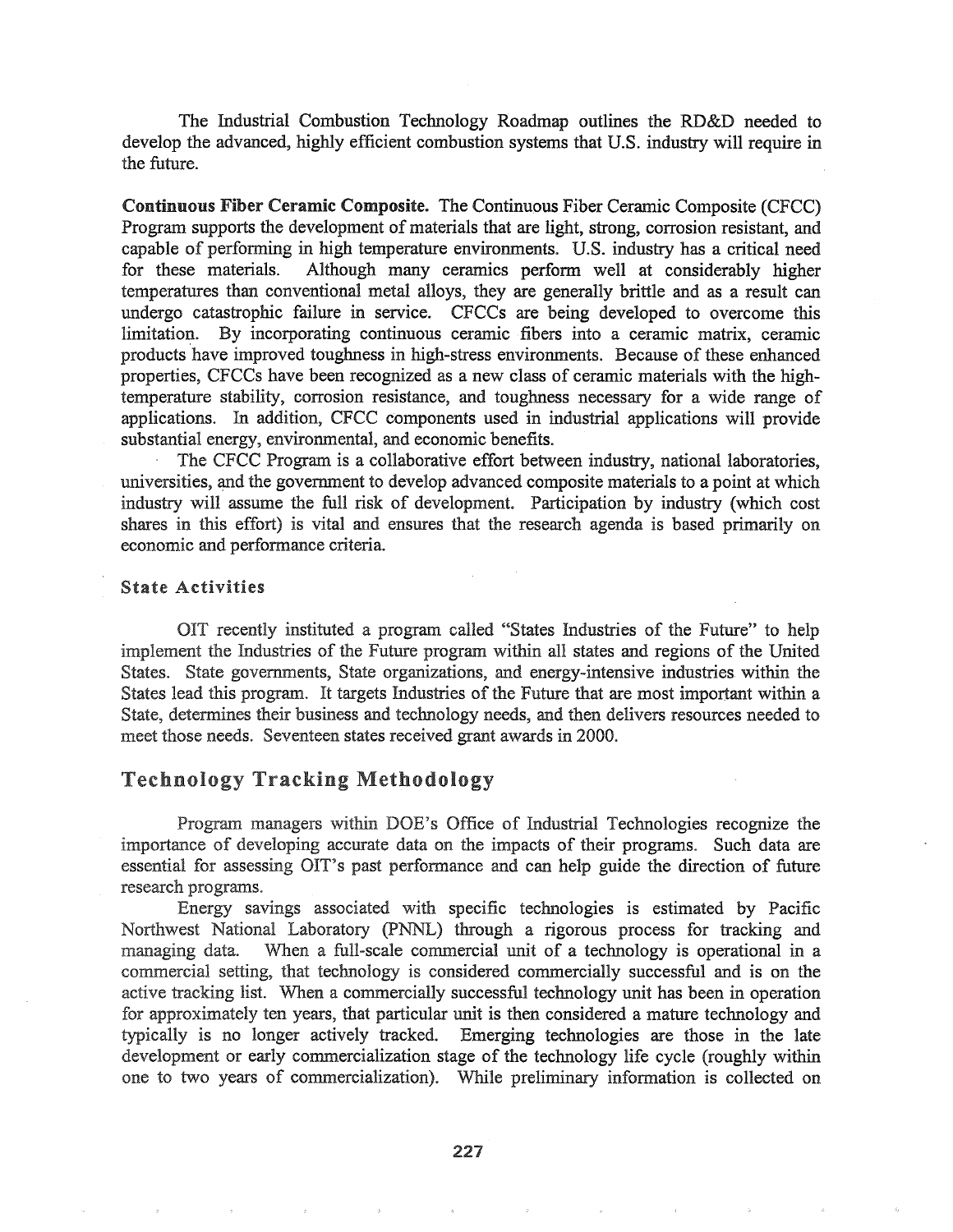The Industrial Combustion Technology Roadmap outlines the RD&D needed to develop the advanced, highly efficient combustion systems that U.S. industry will require in the future.

**Continuous Fiber Ceramic Composite.** The Continuous Fiber Ceramic Composite (CFCC) Program supports the development of materials that are light, strong, corrosion resistant, and capable of performing in high temperature environments. U.S. industry has a critical need for these materials. Although many ceramics perform well at considerably higher temperatures than conventional metal alloys, they are generally brittle and as a result can undergo catastrophic failure in service. CFCCs are being developed to overcome this limitation. By incorporating continuous ceramic fibers into a ceramic matrix, ceramic products have improved toughness in high-stress environments. Because of these enhanced properties, CFCCs have been recognized as a new class of ceramic materials with the high-temperature stability, corrosion resistance, and toughness necessary for a wide range of applications. In addition, CFCC components used in industrial applications will provide substantial energy, environmental, and economic benefits.

The CFCC Program is a collaborative effort between industry, national laboratories, universities, and the government to develop advanced composite materials to a point at which industry will assume the full risk of development. Participation by industry (which cost shares in this effort) is vital and ensures that the research agenda is based primarily on economic and performance criteria.

### State Activities

OIT recently instituted a program called "States Industries of the Future" to help implement the Industries of the Future program within all states and regions of the United States. State governments, State organizations, and energy-intensive industries within the States lead this program. It targets Industries of the Future that are most important within a State, determines their business and technology needs, and then delivers resources needed to meet those needs. Seventeen states received grant awards in 2000.

## Technology Tracking Methodology

Program managers within DOE's Office of Industrial Technologies recognize the importance of developing accurate data on the impacts of their programs. Such data are essential for assessing OIT's past performance and can help guide the direction of future research programs.

Energy savings associated with specific technologies is estimated by Pacific Northwest National Laboratory (PNNL) through a rigorous process for tracking and managing data. When a full-scale commercial unit of a technology is operational in a commercial setting, that technology is considered commercially successful and is on the active tracking list. When a commercially successful technology unit has been in operation for approximately ten years, that particular unit is then considered a mature technology and typically is no longer actively tracked. Emerging technologies are those in the late development or early commercialization stage of the technology life cycle (roughly within one to two years of commercialization). While preliminary information is collected on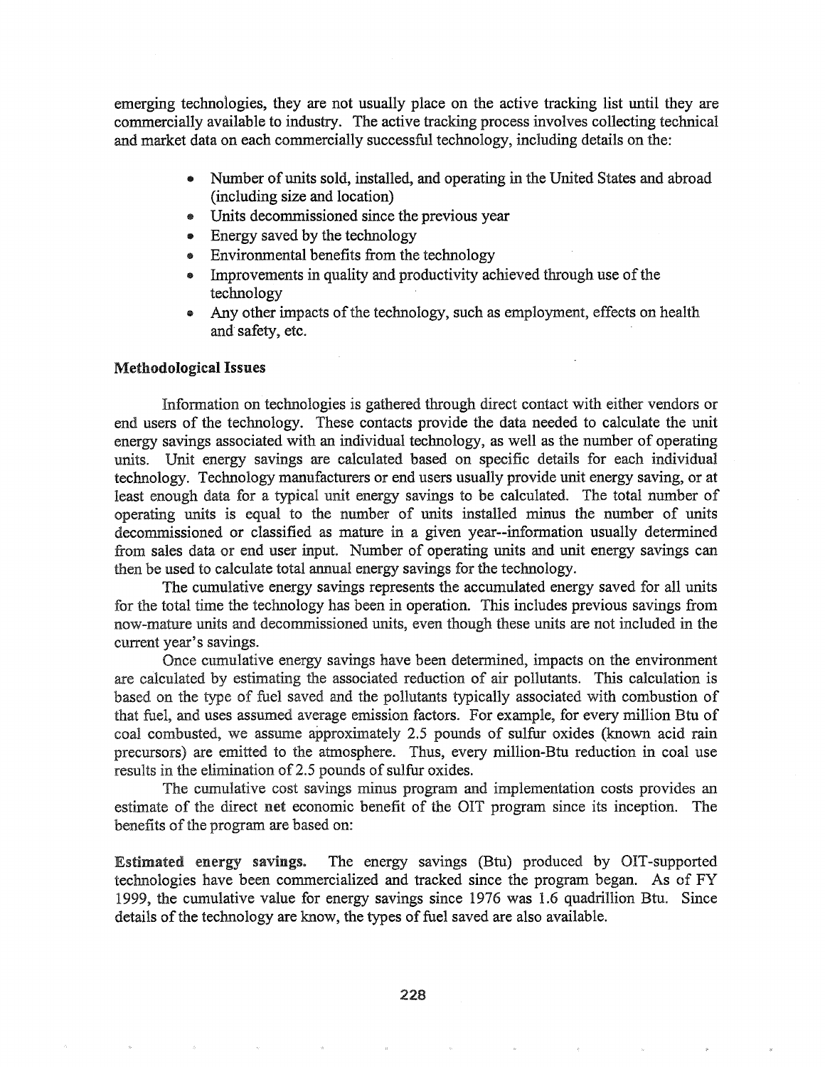emerging technologies, they are not usually place on the active tracking list until they are commercially available to industry. The active tracking process involves collecting technical and market data on each commercially successful technology, including details on the:

- Number of units sold, installed, and operating in the United States and abroad (including size and location)
- Units decommissioned since the previous year
- Energy saved by the technology
- Environmental benefits from the technology
- Improvements in quality and productivity achieved through use of the technology
- Any other impacts of the technology, such as employment, effects on health and safety, etc.

### Methodological Issues

Information on technologies is gathered through direct contact with either vendors or end users of the technology. These contacts provide the data needed to calculate the unit energy savings associated with an individual technology, as well as the number of operating units. Unit energy savings are calculated based on specific details for each individual technology. Technology manufacturers or end users usually provide unit energy saving, or at least enough data for a typical unit energy savings to be calculated. The total number of operating units is equal to the number of units installed minus the number of units decommissioned or classified as mature in a given year--information usually determined from sales data or end user input. Number of operating units and unit energy savings can then be used to calculate total annual energy savings for the technology.

The cumulative energy savings represents the accumulated energy saved for all units for the total time the technology has been in operation. This includes previous savings from now-mature units and decommissioned units, even though these units are not included in the current year's savings.

Once cumulative energy savings have been determined, impacts on the environment are calculated by estimating the associated reduction of air pollutants. This calculation is based on the type of fuel saved and the pollutants typically associated with combustion of that fuel, and uses assumed average emission factors. For example, for every million Btu of coal combusted, we assume approximately 2.5 pounds of sulfur oxides (known acid rain precursors) are emitted to the atmosphere. Thus, every million-Btu reduction in coal use results in the elimination of 2.5 pounds of sulfur oxides.

The cumulative cost savings minus program and implementation costs provides an estimate of the direct **net** economic benefit of the OIT program since its inception. The benefits of the program are based on:

**Estimated energy savings.** The energy savings (Btu) produced by OIT-supported technologies have been commercialized and tracked since the program began. As of FY 1999, the cumulative value for energy savings since 1976 was 1.6 quadrillion Btu. Since details of the technology are know, the types of fuel saved are also available.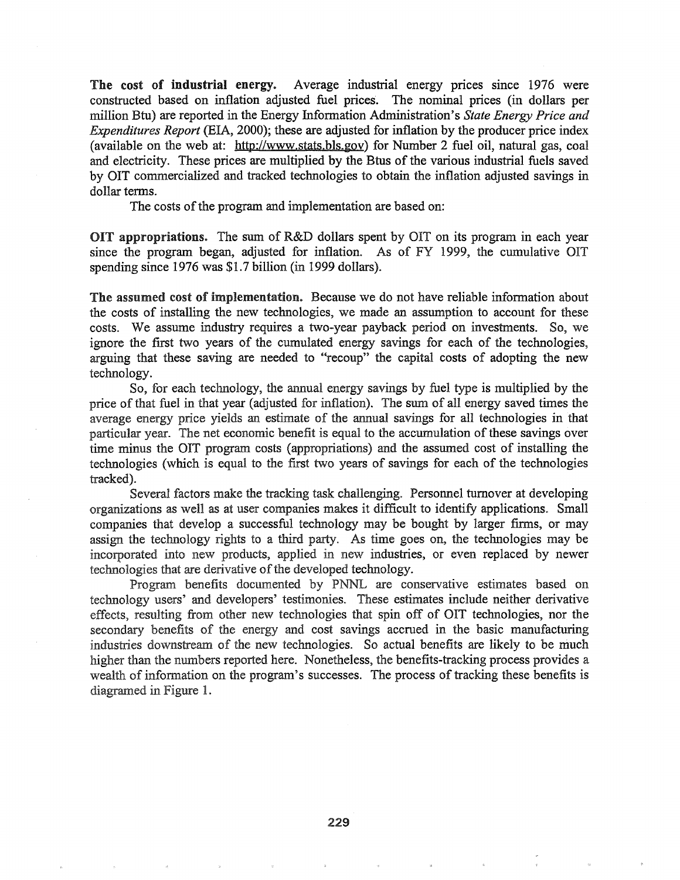**The cost of industrial energy.** Average industrial energy prices since 1976 were constructed based on inflation adjusted fuel prices. The nominal prices (in dollars per million Btu) are reported in the Energy Information Administration's *State Energy Price and Expenditures Report* (EIA, 2000); these are adjusted for inflation by the producer price index (available on the web at: http://www.stats.bls.gov) for Number 2 fuel oil, natural gas, coal and electricity. These prices are multiplied by the Btus of the various industrial fuels saved by OIT commercialized and tracked technologies to obtain the inflation adjusted savings in dollar terms.

The costs of the program and implementation are based on:

**OIT appropriations.** The sum of R&D dollars spent by OIT on its program in each year since the program began, adjusted for inflation. As of FY 1999, the cumulative OIT spending since 1976 was $1.7 billion (in 1999 dollars).

**The assumed cost of implementation.** Because we do not have reliable information about the costs of installing the new technologies, we made an assumption to account for these costs. We assume industry requires a two-year payback period on investments. So, we ignore the first two years of the cumulated energy savings for each of the technologies, arguing that these saving are needed to "recoup" the capital costs of adopting the new technology.

So, for each technology, the annual energy savings by fuel type is multiplied by the price of that fuel in that year (adjusted for inflation). The sum of all energy saved times the average energy price yields an estimate of the annual savings for all technologies in that particular year. The net economic benefit is equal to the accumulation of these savings over time minus the OIT program costs (appropriations) and the assumed cost of installing the technologies (which is equal to the first two years of savings for each of the technologies tracked).

Several factors make the tracking task challenging. Personnel turnover at developing organizations as well as at user companies makes it difficult to identify applications. Small companies that develop a successful technology may be bought by larger firms, or may assign the technology rights to a third party. As time goes on, the technologies may be incorporated into new products, applied in new industries, or even replaced by newer technologies that are derivative of the developed technology.

Program benefits documented by PNNL are conservative estimates based on technology users' and developers' testimonies. These estimates include neither derivative effects, resulting from other new technologies that spin off of OIT technologies, nor the secondary benefits of the energy and cost savings accrued in the basic manufacturing industries downstream of the new technologies. So actual benefits are likely to be much higher than the numbers reported here. Nonetheless, the benefits-tracking process provides a wealth of information on the program's successes. The process of tracking these benefits is diagramed in Figure 1.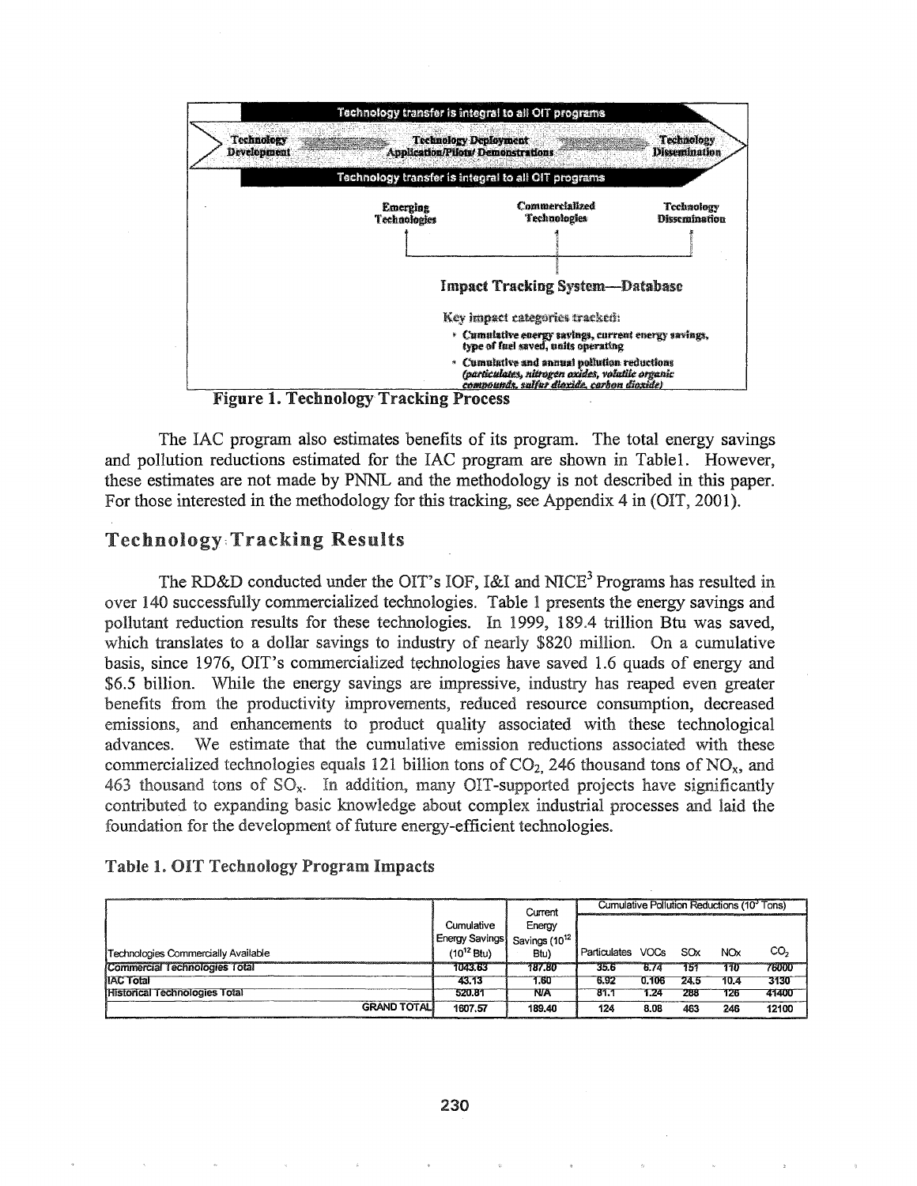Technology transfer is integral to all OIT programs

Technology Development → Technology Deployment Application/Pilots/ Demonstrations → Technology Dissemination

Technology transfer is integral to all OIT programs

Emerging Technologies | Commercialized Technologies | Technology Dissemination

Impact Tracking System—Database

Key impact categories tracked:

- Cumulative energy savings, current energy savings, type of fuel saved, units operating
- Cumulative and annual pollution reductions *(particulates, nitrogen oxides, volatile organic compounds, sulfur dioxide, carbon dioxide)*

**Figure 1. Technology Tracking Process**

The IAC program also estimates benefits of its program. The total energy savings and pollution reductions estimated for the IAC program are shown in Table1. However, these estimates are not made by PNNL and the methodology is not described in this paper. For those interested in the methodology for this tracking, see Appendix 4 in (OIT, 2001).

## Technology Tracking Results

The RD&D conducted under the OIT's IOF, I&I and NICE[3] Programs has resulted in over 140 successfully commercialized technologies. Table 1 presents the energy savings and pollutant reduction results for these technologies. In 1999, 189.4 trillion Btu was saved, which translates to a dollar savings to industry of nearly $820 million. On a cumulative basis, since 1976, OIT's commercialized technologies have saved 1.6 quads of energy and $6.5 billion. While the energy savings are impressive, industry has reaped even greater benefits from the productivity improvements, reduced resource consumption, decreased emissions, and enhancements to product quality associated with these technological advances. We estimate that the cumulative emission reductions associated with these commercialized technologies equals 121 billion tons of $CO_2$, 246 thousand tons of $NO_x$, and 463 thousand tons of $SO_x$. In addition, many OIT-supported projects have significantly contributed to expanding basic knowledge about complex industrial processes and laid the foundation for the development of future energy-efficient technologies.

**Table 1. OIT Technology Program Impacts**

| Technologies Commercially Available | Cumulative Energy Savings ($10^{12}$ Btu) | Current Energy Savings ($10^{12}$ Btu) | Cumulative Pollution Reductions ($10^3$ Tons) | | | | |
|---|---|---|---|---|---|---|---|
| | | | Particulates | VOCs | SOx | NOx | $CO_2$ |
| Commercial Technologies Total | 1043.63 | 187.80 | 35.6 | 6.74 | 151 | 110 | 76000 |
| IAC Total | 43.13 | 1.60 | 6.92 | 0.106 | 24.5 | 10.4 | 3130 |
| Historical Technologies Total | 520.81 | N/A | 81.1 | 1.24 | 288 | 126 | 41400 |
| GRAND TOTAL | 1607.57 | 189.40 | 124 | 8.08 | 463 | 246 | 12100 |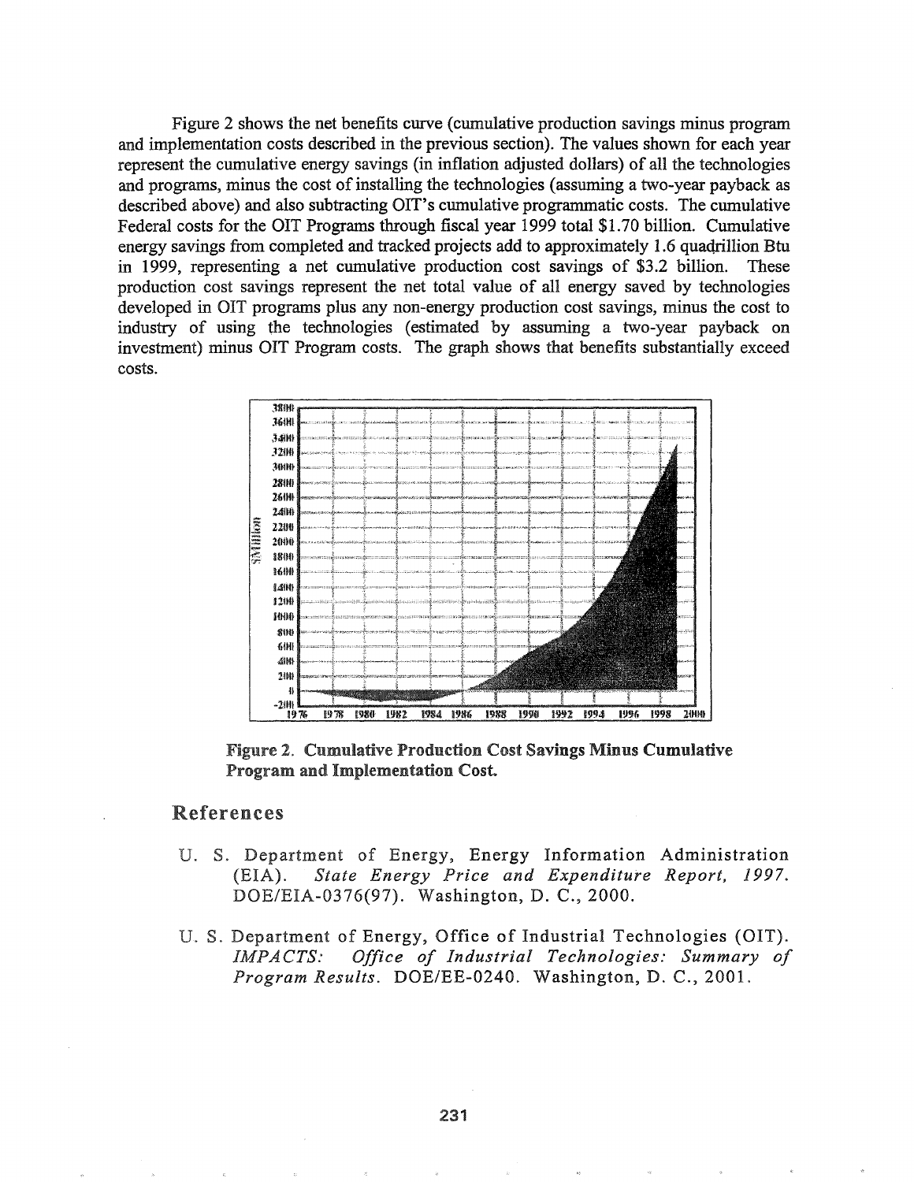Figure 2 shows the net benefits curve (cumulative production savings minus program and implementation costs described in the previous section). The values shown for each year represent the cumulative energy savings (in inflation adjusted dollars) of all the technologies and programs, minus the cost of installing the technologies (assuming a two-year payback as described above) and also subtracting OIT's cumulative programmatic costs. The cumulative Federal costs for the OIT Programs through fiscal year 1999 total $1.70 billion. Cumulative energy savings from completed and tracked projects add to approximately 1.6 quadrillion Btu in 1999, representing a net cumulative production cost savings of $3.2 billion. These production cost savings represent the net total value of all energy saved by technologies developed in OIT programs plus any non-energy production cost savings, minus the cost to industry of using the technologies (estimated by assuming a two-year payback on investment) minus OIT Program costs. The graph shows that benefits substantially exceed costs.

$Million

3800
3600
3400
3200
3000
2800
2600
2400
2200
2000
1800
1600
1400
1200
1000
800
600
400
200
0
-200

1976 1978 1980 1982 1984 1986 1988 1990 1992 1994 1996 1998 2000

**Figure 2. Cumulative Production Cost Savings Minus Cumulative Program and Implementation Cost.**

## References

U. S. Department of Energy, Energy Information Administration (EIA). *State Energy Price and Expenditure Report, 1997.* DOE/EIA-0376(97). Washington, D. C., 2000.

U. S. Department of Energy, Office of Industrial Technologies (OIT). *IMPACTS: Office of Industrial Technologies: Summary of Program Results.* DOE/EE-0240. Washington, D. C., 2001.